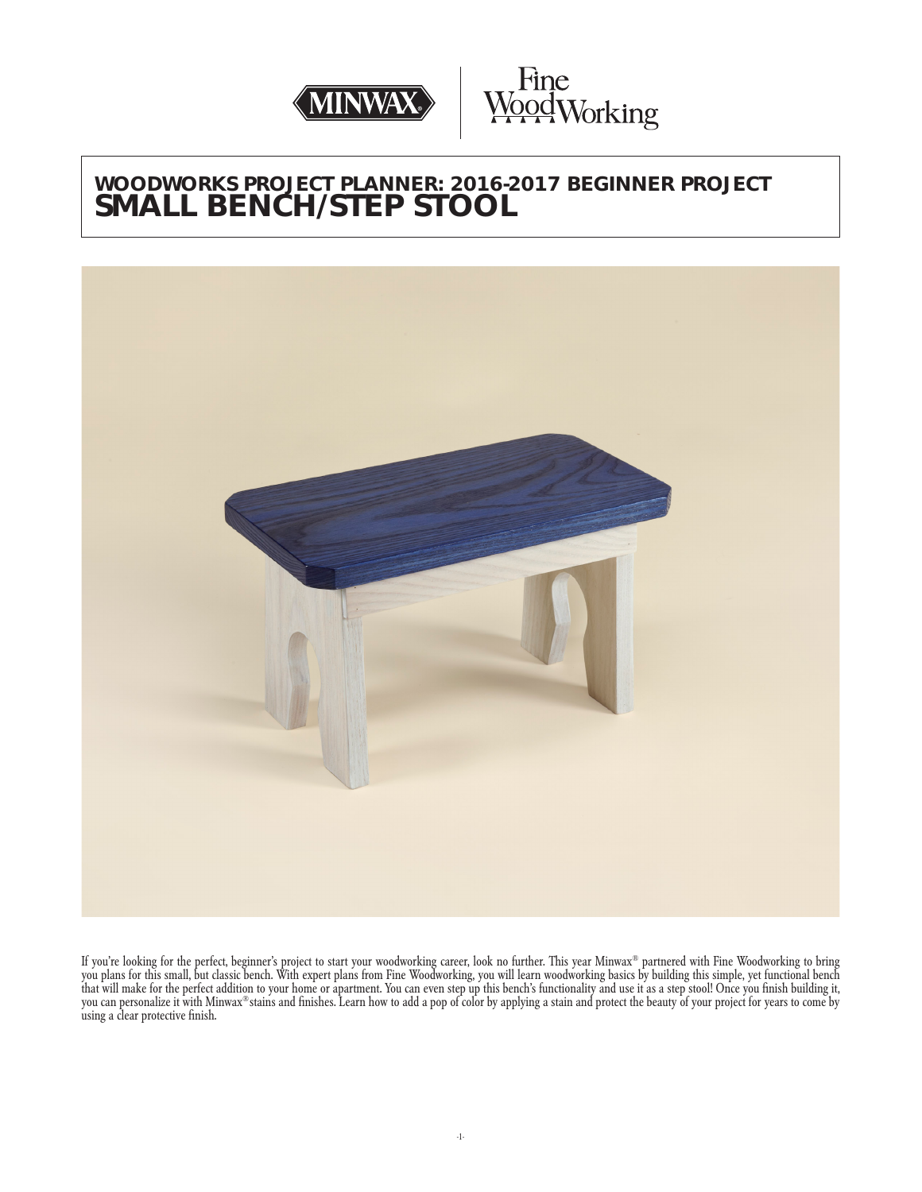# WOODWORKS PROJECT PLANNER: 2016-2017 BEGINNER PROJECT
# SMALL BENCH/STEP STOOL

If you're looking for the perfect, beginner's project to start your woodworking career, look no further. This year Minwax® partnered with Fine Woodworking to bring you plans for this small, but classic bench. With expert plans from Fine Woodworking, you will learn woodworking basics by building this simple, yet functional bench that will make for the perfect addition to your home or apartment. You can even step up this bench's functionality and use it as a step stool! Once you finish building it, you can personalize it with Minwax® stains and finishes. Learn how to add a pop of color by applying a stain and protect the beauty of your project for years to come by using a clear protective finish.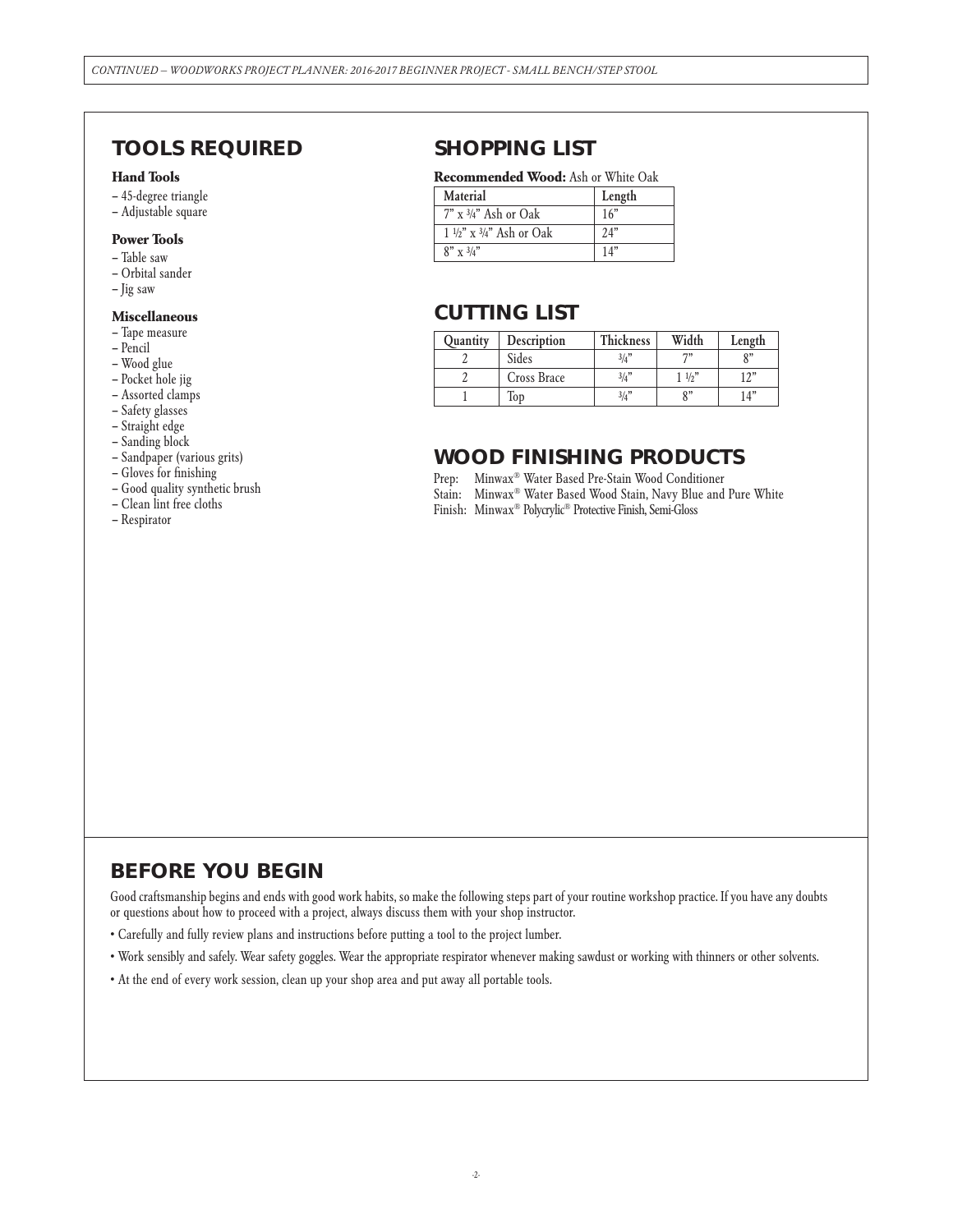## TOOLS REQUIRED

### Hand Tools

- 45-degree triangle
- Adjustable square

### Power Tools

- Table saw
- Orbital sander
- Jig saw

### Miscellaneous

- Tape measure
- Pencil
- Wood glue
- Pocket hole jig
- Assorted clamps
- Safety glasses
- Straight edge
- Sanding block
- Sandpaper (various grits)
- Gloves for finishing
- Good quality synthetic brush
- Clean lint free cloths
- Respirator

## SHOPPING LIST

**Recommended Wood:** Ash or White Oak

| Material | Length |
|---|---|
| 7" x ¾" Ash or Oak | 16" |
| 1 ½" x ¾" Ash or Oak | 24" |
| 8" x ¾" | 14" |

## CUTTING LIST

| Quantity | Description | Thickness | Width | Length |
|---|---|---|---|---|
| 2 | Sides | ¾" | 7" | 8" |
| 2 | Cross Brace | ¾" | 1 ½" | 12" |
| 1 | Top | ¾" | 8" | 14" |

## WOOD FINISHING PRODUCTS

Prep: Minwax® Water Based Pre-Stain Wood Conditioner
Stain: Minwax® Water Based Wood Stain, Navy Blue and Pure White
Finish: Minwax® Polycrylic® Protective Finish, Semi-Gloss

## BEFORE YOU BEGIN

Good craftsmanship begins and ends with good work habits, so make the following steps part of your routine workshop practice. If you have any doubts or questions about how to proceed with a project, always discuss them with your shop instructor.

- Carefully and fully review plans and instructions before putting a tool to the project lumber.
- Work sensibly and safely. Wear safety goggles. Wear the appropriate respirator whenever making sawdust or working with thinners or other solvents.
- At the end of every work session, clean up your shop area and put away all portable tools.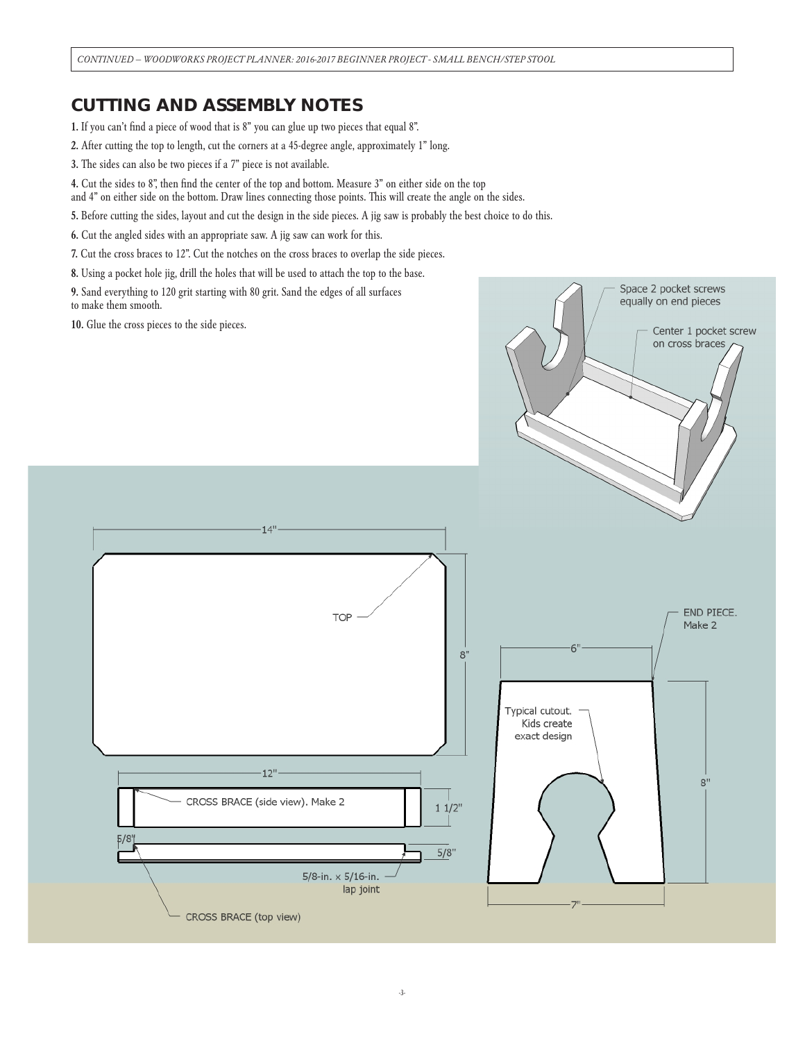## CUTTING AND ASSEMBLY NOTES

**1.** If you can't find a piece of wood that is 8" you can glue up two pieces that equal 8".

**2.** After cutting the top to length, cut the corners at a 45-degree angle, approximately 1" long.

**3.** The sides can also be two pieces if a 7" piece is not available.

**4.** Cut the sides to 8", then find the center of the top and bottom. Measure 3" on either side on the top and 4" on either side on the bottom. Draw lines connecting those points. This will create the angle on the sides.

**5.** Before cutting the sides, layout and cut the design in the side pieces. A jig saw is probably the best choice to do this.

**6.** Cut the angled sides with an appropriate saw. A jig saw can work for this.

**7.** Cut the cross braces to 12". Cut the notches on the cross braces to overlap the side pieces.

**8.** Using a pocket hole jig, drill the holes that will be used to attach the top to the base.

**9.** Sand everything to 120 grit starting with 80 grit. Sand the edges of all surfaces to make them smooth.

**10.** Glue the cross pieces to the side pieces.

Space 2 pocket screws equally on end pieces

Center 1 pocket screw on cross braces

TOP — 14" × 8"

CROSS BRACE (side view). Make 2 — 12", 1 1/2"

CROSS BRACE (top view) — 5/8", 5/8"

5/8-in. × 5/16-in. lap joint

END PIECE. Make 2 — 6" top, 7" bottom, 8" height

Typical cutout. Kids create exact design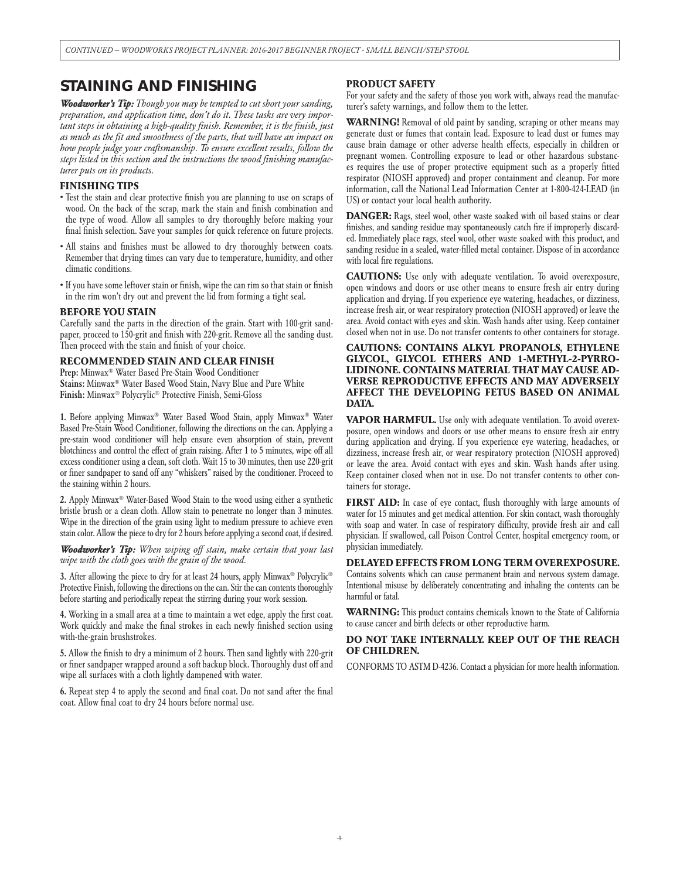## STAINING AND FINISHING

***Woodworker's Tip:*** *Though you may be tempted to cut short your sanding, preparation, and application time, don't do it. These tasks are very important steps in obtaining a high-quality finish. Remember, it is the finish, just as much as the fit and smoothness of the parts, that will have an impact on how people judge your craftsmanship. To ensure excellent results, follow the steps listed in this section and the instructions the wood finishing manufacturer puts on its products.*

### FINISHING TIPS

- Test the stain and clear protective finish you are planning to use on scraps of wood. On the back of the scrap, mark the stain and finish combination and the type of wood. Allow all samples to dry thoroughly before making your final finish selection. Save your samples for quick reference on future projects.
- All stains and finishes must be allowed to dry thoroughly between coats. Remember that drying times can vary due to temperature, humidity, and other climatic conditions.
- If you have some leftover stain or finish, wipe the can rim so that stain or finish in the rim won't dry out and prevent the lid from forming a tight seal.

### BEFORE YOU STAIN

Carefully sand the parts in the direction of the grain. Start with 100-grit sandpaper, proceed to 150-grit and finish with 220-grit. Remove all the sanding dust. Then proceed with the stain and finish of your choice.

### RECOMMENDED STAIN AND CLEAR FINISH

**Prep:** Minwax® Water Based Pre-Stain Wood Conditioner
**Stains:** Minwax® Water Based Wood Stain, Navy Blue and Pure White
**Finish:** Minwax® Polycrylic® Protective Finish, Semi-Gloss

**1.** Before applying Minwax® Water Based Wood Stain, apply Minwax® Water Based Pre-Stain Wood Conditioner, following the directions on the can. Applying a pre-stain wood conditioner will help ensure even absorption of stain, prevent blotchiness and control the effect of grain raising. After 1 to 5 minutes, wipe off all excess conditioner using a clean, soft cloth. Wait 15 to 30 minutes, then use 220-grit or finer sandpaper to sand off any "whiskers" raised by the conditioner. Proceed to the staining within 2 hours.

**2.** Apply Minwax® Water-Based Wood Stain to the wood using either a synthetic bristle brush or a clean cloth. Allow stain to penetrate no longer than 3 minutes. Wipe in the direction of the grain using light to medium pressure to achieve even stain color. Allow the piece to dry for 2 hours before applying a second coat, if desired.

***Woodworker's Tip:*** *When wiping off stain, make certain that your last wipe with the cloth goes with the grain of the wood.*

**3.** After allowing the piece to dry for at least 24 hours, apply Minwax® Polycrylic® Protective Finish, following the directions on the can. Stir the can contents thoroughly before starting and periodically repeat the stirring during your work session.

**4.** Working in a small area at a time to maintain a wet edge, apply the first coat. Work quickly and make the final strokes in each newly finished section using with-the-grain brushstrokes.

**5.** Allow the finish to dry a minimum of 2 hours. Then sand lightly with 220-grit or finer sandpaper wrapped around a soft backup block. Thoroughly dust off and wipe all surfaces with a cloth lightly dampened with water.

**6.** Repeat step 4 to apply the second and final coat. Do not sand after the final coat. Allow final coat to dry 24 hours before normal use.

### PRODUCT SAFETY

For your safety and the safety of those you work with, always read the manufacturer's safety warnings, and follow them to the letter.

**WARNING!** Removal of old paint by sanding, scraping or other means may generate dust or fumes that contain lead. Exposure to lead dust or fumes may cause brain damage or other adverse health effects, especially in children or pregnant women. Controlling exposure to lead or other hazardous substances requires the use of proper protective equipment such as a properly fitted respirator (NIOSH approved) and proper containment and cleanup. For more information, call the National Lead Information Center at 1-800-424-LEAD (in US) or contact your local health authority.

**DANGER:** Rags, steel wool, other waste soaked with oil based stains or clear finishes, and sanding residue may spontaneously catch fire if improperly discarded. Immediately place rags, steel wool, other waste soaked with this product, and sanding residue in a sealed, water-filled metal container. Dispose of in accordance with local fire regulations.

**CAUTIONS:** Use only with adequate ventilation. To avoid overexposure, open windows and doors or use other means to ensure fresh air entry during application and drying. If you experience eye watering, headaches, or dizziness, increase fresh air, or wear respiratory protection (NIOSH approved) or leave the area. Avoid contact with eyes and skin. Wash hands after using. Keep container closed when not in use. Do not transfer contents to other containers for storage.

**CAUTIONS: CONTAINS ALKYL PROPANOLS, ETHYLENE GLYCOL, GLYCOL ETHERS AND 1-METHYL-2-PYRROLIDINONE. CONTAINS MATERIAL THAT MAY CAUSE ADVERSE REPRODUCTIVE EFFECTS AND MAY ADVERSELY AFFECT THE DEVELOPING FETUS BASED ON ANIMAL DATA.**

**VAPOR HARMFUL.** Use only with adequate ventilation. To avoid overexposure, open windows and doors or use other means to ensure fresh air entry during application and drying. If you experience eye watering, headaches, or dizziness, increase fresh air, or wear respiratory protection (NIOSH approved) or leave the area. Avoid contact with eyes and skin. Wash hands after using. Keep container closed when not in use. Do not transfer contents to other containers for storage.

**FIRST AID:** In case of eye contact, flush thoroughly with large amounts of water for 15 minutes and get medical attention. For skin contact, wash thoroughly with soap and water. In case of respiratory difficulty, provide fresh air and call physician. If swallowed, call Poison Control Center, hospital emergency room, or physician immediately.

**DELAYED EFFECTS FROM LONG TERM OVEREXPOSURE.** Contains solvents which can cause permanent brain and nervous system damage. Intentional misuse by deliberately concentrating and inhaling the contents can be harmful or fatal.

**WARNING:** This product contains chemicals known to the State of California to cause cancer and birth defects or other reproductive harm.

**DO NOT TAKE INTERNALLY. KEEP OUT OF THE REACH OF CHILDREN.**

CONFORMS TO ASTM D-4236. Contact a physician for more health information.